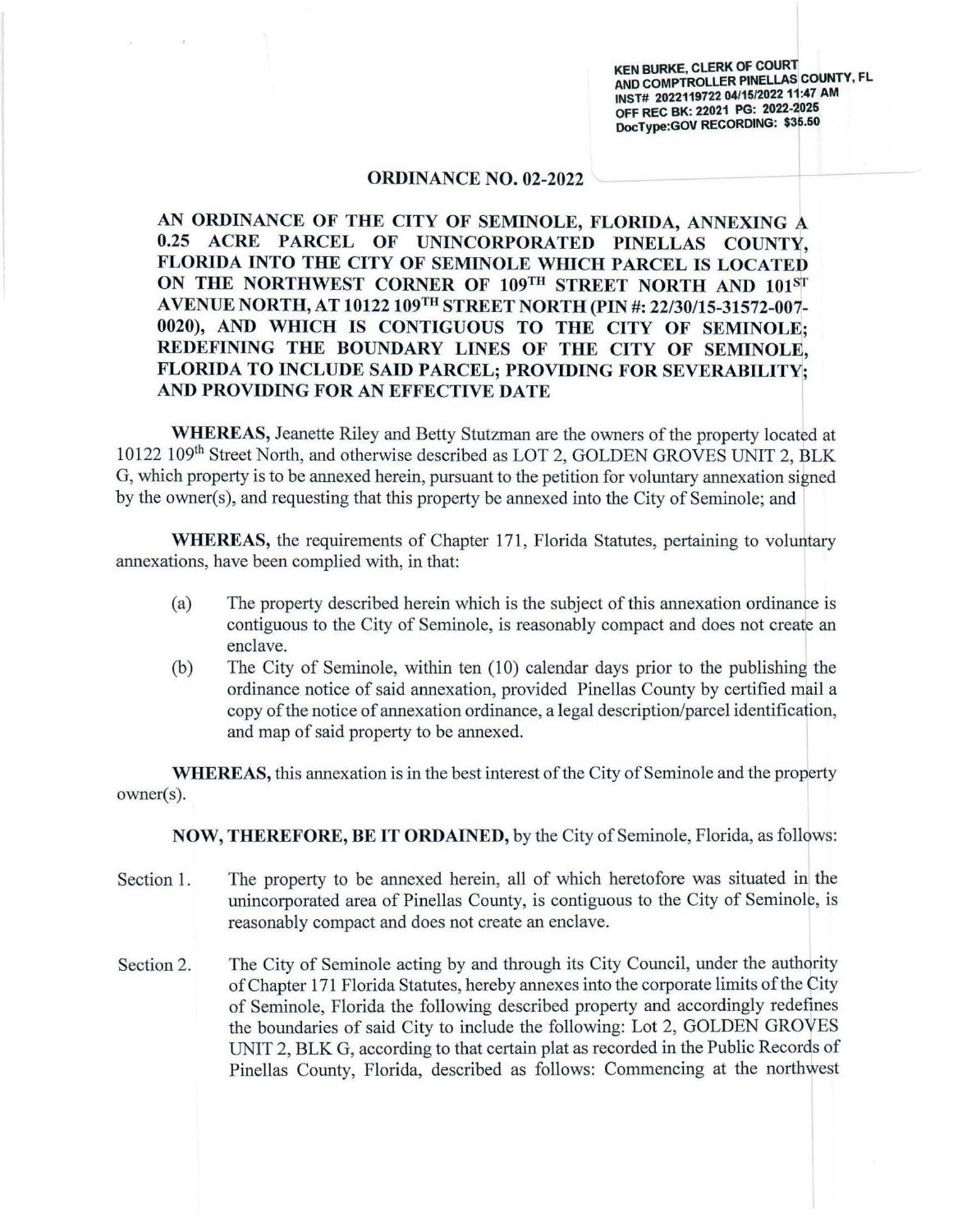KEN BURKE, CLERK OF COURT
AND COMPTROLLER PINELLAS COUNTY, FL
INST# 2022119722 04/15/2022 11:47 AM
OFF REC BK: 22021 PG: 2022-2025
DocType:GOV RECORDING: $35.50

# ORDINANCE NO. 02-2022

**AN ORDINANCE OF THE CITY OF SEMINOLE, FLORIDA, ANNEXING A 0.25 ACRE PARCEL OF UNINCORPORATED PINELLAS COUNTY, FLORIDA INTO THE CITY OF SEMINOLE WHICH PARCEL IS LOCATED ON THE NORTHWEST CORNER OF 109TH STREET NORTH AND 101ST AVENUE NORTH, AT 10122 109TH STREET NORTH (PIN #: 22/30/15-31572-007-0020), AND WHICH IS CONTIGUOUS TO THE CITY OF SEMINOLE; REDEFINING THE BOUNDARY LINES OF THE CITY OF SEMINOLE, FLORIDA TO INCLUDE SAID PARCEL; PROVIDING FOR SEVERABILITY; AND PROVIDING FOR AN EFFECTIVE DATE**

**WHEREAS,** Jeanette Riley and Betty Stutzman are the owners of the property located at 10122 109th Street North, and otherwise described as LOT 2, GOLDEN GROVES UNIT 2, BLK G, which property is to be annexed herein, pursuant to the petition for voluntary annexation signed by the owner(s), and requesting that this property be annexed into the City of Seminole; and

**WHEREAS,** the requirements of Chapter 171, Florida Statutes, pertaining to voluntary annexations, have been complied with, in that:

(a) The property described herein which is the subject of this annexation ordinance is contiguous to the City of Seminole, is reasonably compact and does not create an enclave.

(b) The City of Seminole, within ten (10) calendar days prior to the publishing the ordinance notice of said annexation, provided Pinellas County by certified mail a copy of the notice of annexation ordinance, a legal description/parcel identification, and map of said property to be annexed.

**WHEREAS,** this annexation is in the best interest of the City of Seminole and the property owner(s).

**NOW, THEREFORE, BE IT ORDAINED,** by the City of Seminole, Florida, as follows:

Section 1. The property to be annexed herein, all of which heretofore was situated in the unincorporated area of Pinellas County, is contiguous to the City of Seminole, is reasonably compact and does not create an enclave.

Section 2. The City of Seminole acting by and through its City Council, under the authority of Chapter 171 Florida Statutes, hereby annexes into the corporate limits of the City of Seminole, Florida the following described property and accordingly redefines the boundaries of said City to include the following: Lot 2, GOLDEN GROVES UNIT 2, BLK G, according to that certain plat as recorded in the Public Records of Pinellas County, Florida, described as follows: Commencing at the northwest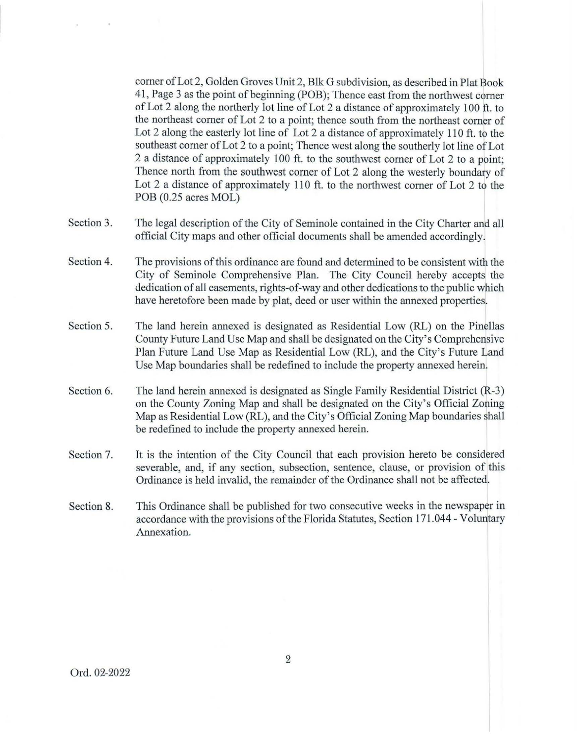corner of Lot 2, Golden Groves Unit 2, Blk G subdivision, as described in Plat Book 41, Page 3 as the point of beginning (POB); Thence east from the northwest corner of Lot 2 along the northerly lot line of Lot 2 a distance of approximately 100 ft. to the northeast corner of Lot 2 to a point; thence south from the northeast corner of Lot 2 along the easterly lot line of Lot 2 a distance of approximately 110 ft. to the southeast corner of Lot 2 to a point; Thence west along the southerly lot line of Lot 2 a distance of approximately 100 ft. to the southwest corner of Lot 2 to a point; Thence north from the southwest corner of Lot 2 along the westerly boundary of Lot 2 a distance of approximately 110 ft. to the northwest corner of Lot 2 to the POB (0.25 acres MOL)

Section 3. The legal description of the City of Seminole contained in the City Charter and all official City maps and other official documents shall be amended accordingly.

Section 4. The provisions of this ordinance are found and determined to be consistent with the City of Seminole Comprehensive Plan. The City Council hereby accepts the dedication of all easements, rights-of-way and other dedications to the public which have heretofore been made by plat, deed or user within the annexed properties.

Section 5. The land herein annexed is designated as Residential Low (RL) on the Pinellas County Future Land Use Map and shall be designated on the City's Comprehensive Plan Future Land Use Map as Residential Low (RL), and the City's Future Land Use Map boundaries shall be redefined to include the property annexed herein.

Section 6. The land herein annexed is designated as Single Family Residential District (R-3) on the County Zoning Map and shall be designated on the City's Official Zoning Map as Residential Low (RL), and the City's Official Zoning Map boundaries shall be redefined to include the property annexed herein.

Section 7. It is the intention of the City Council that each provision hereto be considered severable, and, if any section, subsection, sentence, clause, or provision of this Ordinance is held invalid, the remainder of the Ordinance shall not be affected.

Section 8. This Ordinance shall be published for two consecutive weeks in the newspaper in accordance with the provisions of the Florida Statutes, Section 171.044 - Voluntary Annexation.

Ord. 02-2022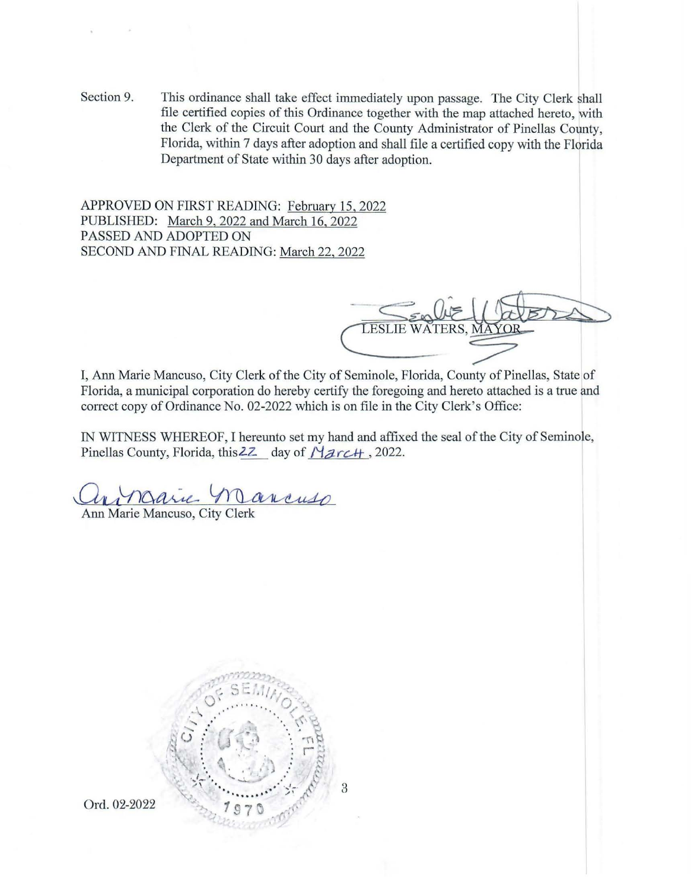Section 9. This ordinance shall take effect immediately upon passage. The City Clerk shall file certified copies of this Ordinance together with the map attached hereto, with the Clerk of the Circuit Court and the County Administrator of Pinellas County, Florida, within 7 days after adoption and shall file a certified copy with the Florida Department of State within 30 days after adoption.

APPROVED ON FIRST READING: February 15, 2022
PUBLISHED: March 9, 2022 and March 16, 2022
PASSED AND ADOPTED ON
SECOND AND FINAL READING: March 22, 2022

LESLIE WATERS, MAYOR

I, Ann Marie Mancuso, City Clerk of the City of Seminole, Florida, County of Pinellas, State of Florida, a municipal corporation do hereby certify the foregoing and hereto attached is a true and correct copy of Ordinance No. 02-2022 which is on file in the City Clerk's Office:

IN WITNESS WHEREOF, I hereunto set my hand and affixed the seal of the City of Seminole, Pinellas County, Florida, this 22 day of March, 2022.

Ann Marie Mancuso, City Clerk

Ord. 02-2022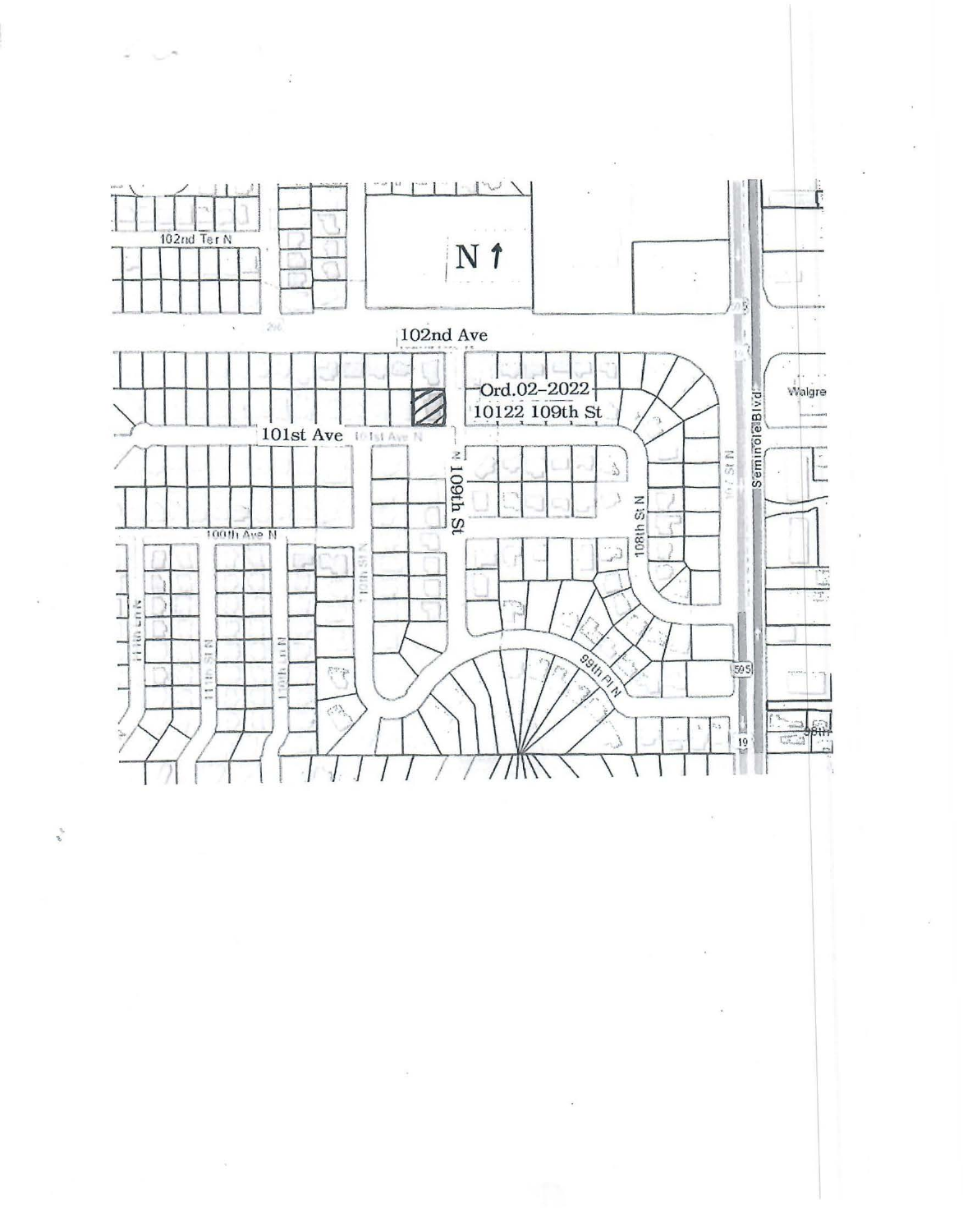N

102nd Ter N

102nd Ave

Ord.02-2022

10122 109th St

101st Ave

101st Ave N

109th St

108th St N

100th Ave N

99th Pl N

Seminole Blvd

Walgre

595

19